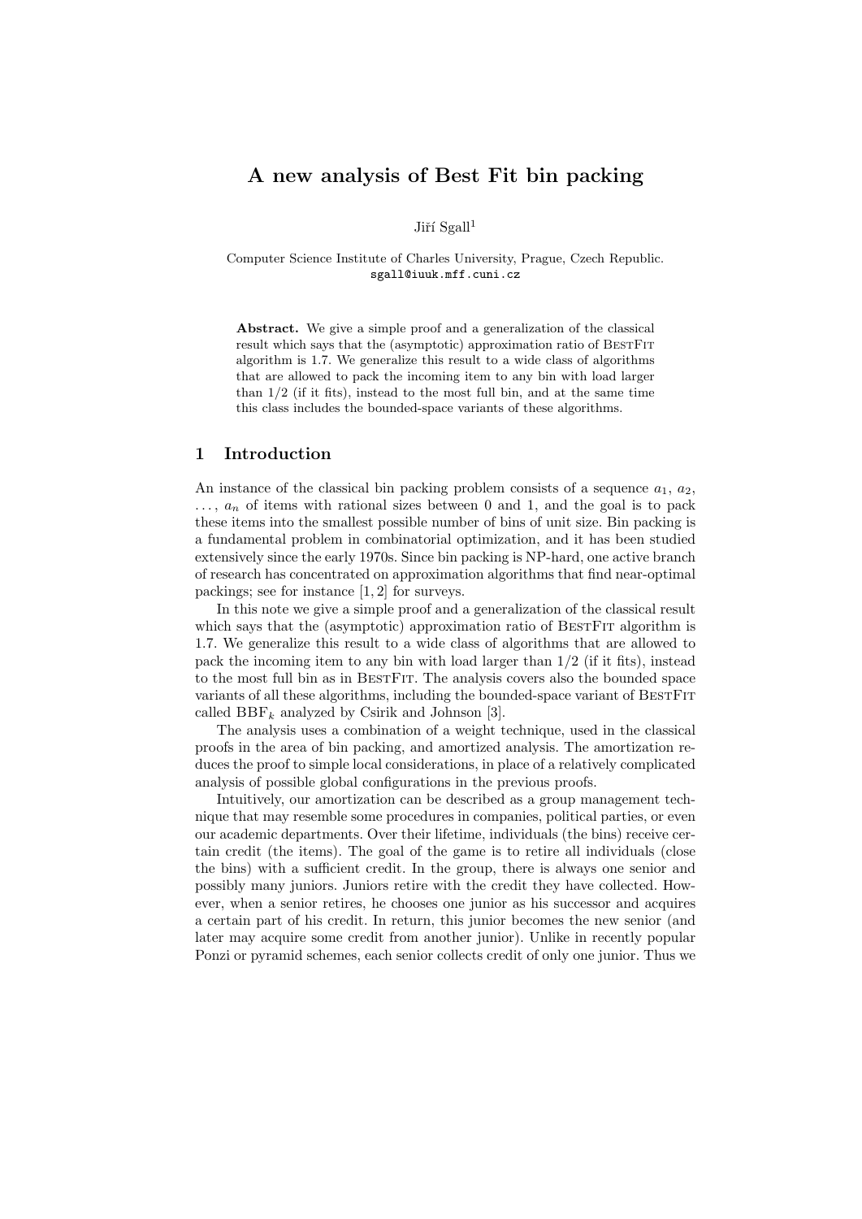# A new analysis of Best Fit bin packing

Jiří Sgall[1]

Computer Science Institute of Charles University, Prague, Czech Republic.
sgall@iuuk.mff.cuni.cz

**Abstract.** We give a simple proof and a generalization of the classical result which says that the (asymptotic) approximation ratio of BestFit algorithm is 1.7. We generalize this result to a wide class of algorithms that are allowed to pack the incoming item to any bin with load larger than 1/2 (if it fits), instead to the most full bin, and at the same time this class includes the bounded-space variants of these algorithms.

## 1 Introduction

An instance of the classical bin packing problem consists of a sequence $a_1$, $a_2$, $\dots$, $a_n$ of items with rational sizes between 0 and 1, and the goal is to pack these items into the smallest possible number of bins of unit size. Bin packing is a fundamental problem in combinatorial optimization, and it has been studied extensively since the early 1970s. Since bin packing is NP-hard, one active branch of research has concentrated on approximation algorithms that find near-optimal packings; see for instance [1, 2] for surveys.

In this note we give a simple proof and a generalization of the classical result which says that the (asymptotic) approximation ratio of BestFit algorithm is 1.7. We generalize this result to a wide class of algorithms that are allowed to pack the incoming item to any bin with load larger than 1/2 (if it fits), instead to the most full bin as in BestFit. The analysis covers also the bounded space variants of all these algorithms, including the bounded-space variant of BestFit called $\mathrm{BBF}_k$ analyzed by Csirik and Johnson [3].

The analysis uses a combination of a weight technique, used in the classical proofs in the area of bin packing, and amortized analysis. The amortization reduces the proof to simple local considerations, in place of a relatively complicated analysis of possible global configurations in the previous proofs.

Intuitively, our amortization can be described as a group management technique that may resemble some procedures in companies, political parties, or even our academic departments. Over their lifetime, individuals (the bins) receive certain credit (the items). The goal of the game is to retire all individuals (close the bins) with a sufficient credit. In the group, there is always one senior and possibly many juniors. Juniors retire with the credit they have collected. However, when a senior retires, he chooses one junior as his successor and acquires a certain part of his credit. In return, this junior becomes the new senior (and later may acquire some credit from another junior). Unlike in recently popular Ponzi or pyramid schemes, each senior collects credit of only one junior. Thus we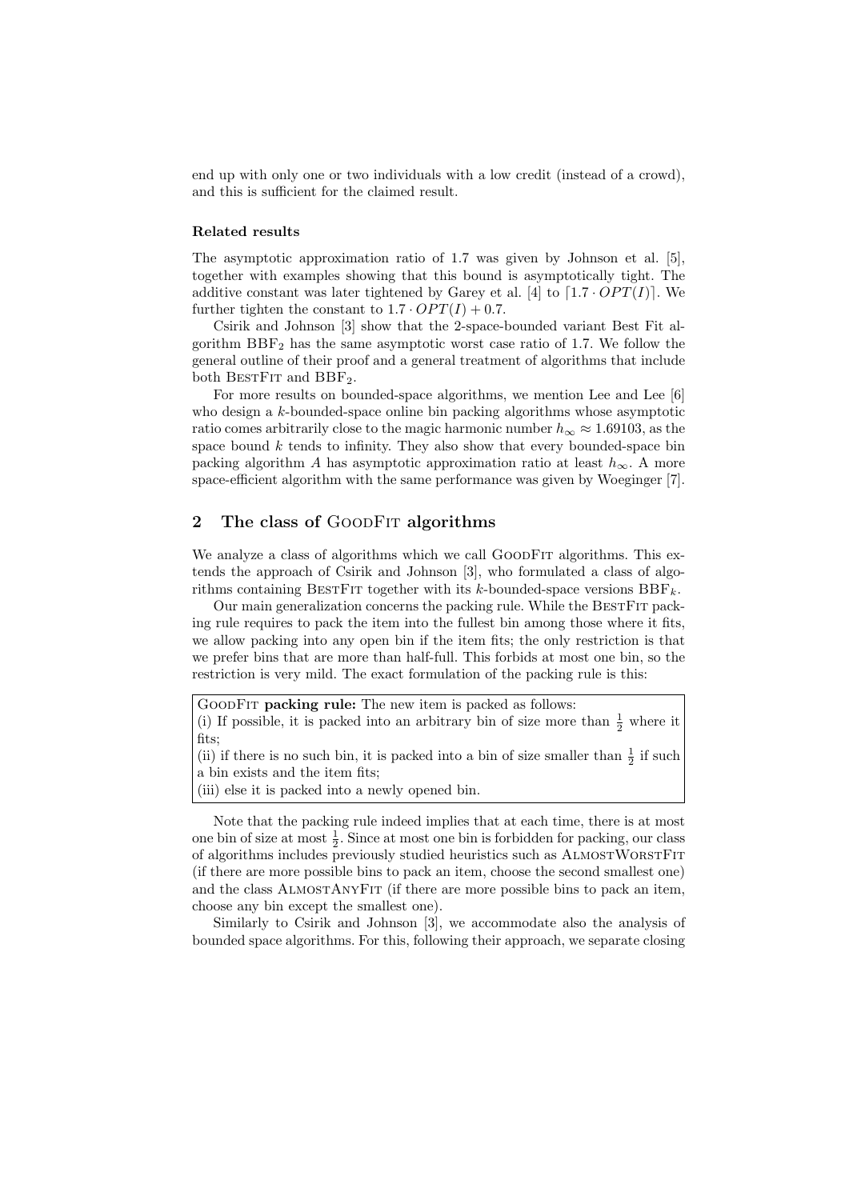end up with only one or two individuals with a low credit (instead of a crowd), and this is sufficient for the claimed result.

#### Related results

The asymptotic approximation ratio of 1.7 was given by Johnson et al. [5], together with examples showing that this bound is asymptotically tight. The additive constant was later tightened by Garey et al. [4] to $\lceil 1.7 \cdot OPT(I) \rceil$. We further tighten the constant to $1.7 \cdot OPT(I) + 0.7$.

Csirik and Johnson [3] show that the 2-space-bounded variant Best Fit algorithm $\mathrm{BBF}_2$ has the same asymptotic worst case ratio of 1.7. We follow the general outline of their proof and a general treatment of algorithms that include both BestFit and $\mathrm{BBF}_2$.

For more results on bounded-space algorithms, we mention Lee and Lee [6] who design a $k$-bounded-space online bin packing algorithms whose asymptotic ratio comes arbitrarily close to the magic harmonic number $h_\infty \approx 1.69103$, as the space bound $k$ tends to infinity. They also show that every bounded-space bin packing algorithm $A$ has asymptotic approximation ratio at least $h_\infty$. A more space-efficient algorithm with the same performance was given by Woeginger [7].

## 2 The class of GoodFit algorithms

We analyze a class of algorithms which we call GoodFit algorithms. This extends the approach of Csirik and Johnson [3], who formulated a class of algorithms containing BestFit together with its $k$-bounded-space versions $\mathrm{BBF}_k$.

Our main generalization concerns the packing rule. While the BestFit packing rule requires to pack the item into the fullest bin among those where it fits, we allow packing into any open bin if the item fits; the only restriction is that we prefer bins that are more than half-full. This forbids at most one bin, so the restriction is very mild. The exact formulation of the packing rule is this:

> GoodFit **packing rule:** The new item is packed as follows:
> (i) If possible, it is packed into an arbitrary bin of size more than $\frac{1}{2}$ where it fits;
> (ii) if there is no such bin, it is packed into a bin of size smaller than $\frac{1}{2}$ if such a bin exists and the item fits;
> (iii) else it is packed into a newly opened bin.

Note that the packing rule indeed implies that at each time, there is at most one bin of size at most $\frac{1}{2}$. Since at most one bin is forbidden for packing, our class of algorithms includes previously studied heuristics such as AlmostWorstFit (if there are more possible bins to pack an item, choose the second smallest one) and the class AlmostAnyFit (if there are more possible bins to pack an item, choose any bin except the smallest one).

Similarly to Csirik and Johnson [3], we accommodate also the analysis of bounded space algorithms. For this, following their approach, we separate closing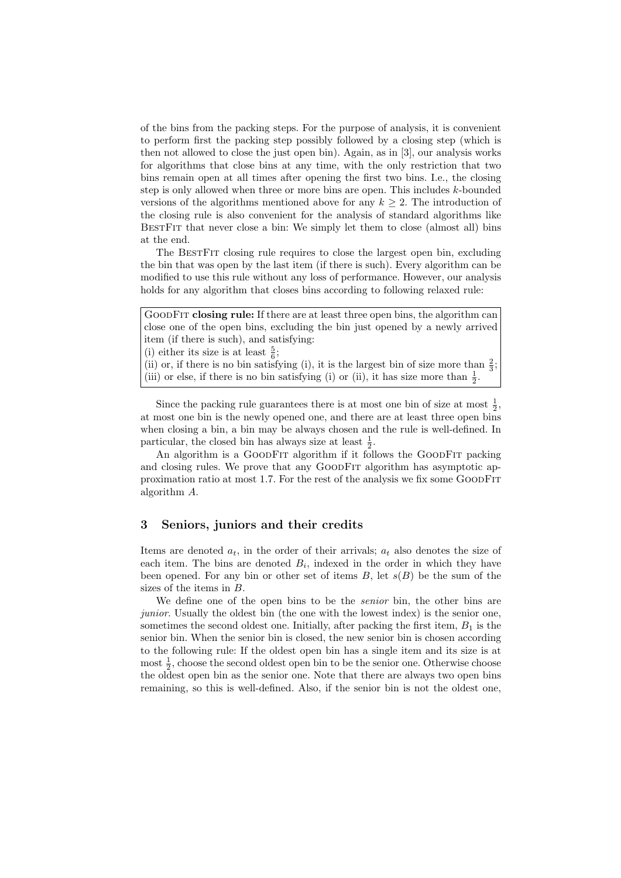of the bins from the packing steps. For the purpose of analysis, it is convenient to perform first the packing step possibly followed by a closing step (which is then not allowed to close the just open bin). Again, as in [3], our analysis works for algorithms that close bins at any time, with the only restriction that two bins remain open at all times after opening the first two bins. I.e., the closing step is only allowed when three or more bins are open. This includes $k$-bounded versions of the algorithms mentioned above for any $k \geq 2$. The introduction of the closing rule is also convenient for the analysis of standard algorithms like BestFit that never close a bin: We simply let them to close (almost all) bins at the end.

The BestFit closing rule requires to close the largest open bin, excluding the bin that was open by the last item (if there is such). Every algorithm can be modified to use this rule without any loss of performance. However, our analysis holds for any algorithm that closes bins according to following relaxed rule:

> **GoodFit closing rule:** If there are at least three open bins, the algorithm can close one of the open bins, excluding the bin just opened by a newly arrived item (if there is such), and satisfying:
> (i) either its size is at least $\frac{5}{6}$;
> (ii) or, if there is no bin satisfying (i), it is the largest bin of size more than $\frac{2}{3}$;
> (iii) or else, if there is no bin satisfying (i) or (ii), it has size more than $\frac{1}{2}$.

Since the packing rule guarantees there is at most one bin of size at most $\frac{1}{2}$, at most one bin is the newly opened one, and there are at least three open bins when closing a bin, a bin may be always chosen and the rule is well-defined. In particular, the closed bin has always size at least $\frac{1}{2}$.

An algorithm is a GoodFit algorithm if it follows the GoodFit packing and closing rules. We prove that any GoodFit algorithm has asymptotic approximation ratio at most 1.7. For the rest of the analysis we fix some GoodFit algorithm $A$.

## 3 Seniors, juniors and their credits

Items are denoted $a_t$, in the order of their arrivals; $a_t$ also denotes the size of each item. The bins are denoted $B_i$, indexed in the order in which they have been opened. For any bin or other set of items $B$, let $s(B)$ be the sum of the sizes of the items in $B$.

We define one of the open bins to be the *senior* bin, the other bins are *junior*. Usually the oldest bin (the one with the lowest index) is the senior one, sometimes the second oldest one. Initially, after packing the first item, $B_1$ is the senior bin. When the senior bin is closed, the new senior bin is chosen according to the following rule: If the oldest open bin has a single item and its size is at most $\frac{1}{2}$, choose the second oldest open bin to be the senior one. Otherwise choose the oldest open bin as the senior one. Note that there are always two open bins remaining, so this is well-defined. Also, if the senior bin is not the oldest one,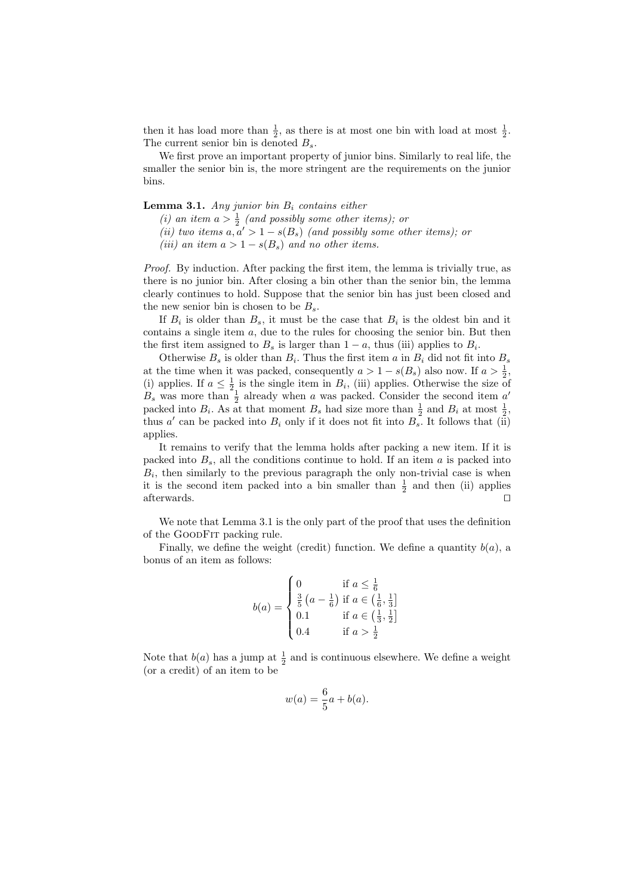then it has load more than $\frac{1}{2}$, as there is at most one bin with load at most $\frac{1}{2}$. The current senior bin is denoted $B_s$.

We first prove an important property of junior bins. Similarly to real life, the smaller the senior bin is, the more stringent are the requirements on the junior bins.

**Lemma 3.1.** *Any junior bin $B_i$ contains either*
*(i) an item $a > \frac{1}{2}$ (and possibly some other items); or*
*(ii) two items $a, a' > 1 - s(B_s)$ (and possibly some other items); or*
*(iii) an item $a > 1 - s(B_s)$ and no other items.*

*Proof.* By induction. After packing the first item, the lemma is trivially true, as there is no junior bin. After closing a bin other than the senior bin, the lemma clearly continues to hold. Suppose that the senior bin has just been closed and the new senior bin is chosen to be $B_s$.

If $B_i$ is older than $B_s$, it must be the case that $B_i$ is the oldest bin and it contains a single item $a$, due to the rules for choosing the senior bin. But then the first item assigned to $B_s$ is larger than $1 - a$, thus (iii) applies to $B_i$.

Otherwise $B_s$ is older than $B_i$. Thus the first item $a$ in $B_i$ did not fit into $B_s$ at the time when it was packed, consequently $a > 1 - s(B_s)$ also now. If $a > \frac{1}{2}$, (i) applies. If $a \leq \frac{1}{2}$ is the single item in $B_i$, (iii) applies. Otherwise the size of $B_s$ was more than $\frac{1}{2}$ already when $a$ was packed. Consider the second item $a'$ packed into $B_i$. As at that moment $B_s$ had size more than $\frac{1}{2}$ and $B_i$ at most $\frac{1}{2}$, thus $a'$ can be packed into $B_i$ only if it does not fit into $B_s$. It follows that (ii) applies.

It remains to verify that the lemma holds after packing a new item. If it is packed into $B_s$, all the conditions continue to hold. If an item $a$ is packed into $B_i$, then similarly to the previous paragraph the only non-trivial case is when it is the second item packed into a bin smaller than $\frac{1}{2}$ and then (ii) applies afterwards. ◻

We note that Lemma 3.1 is the only part of the proof that uses the definition of the GoodFit packing rule.

Finally, we define the weight (credit) function. We define a quantity $b(a)$, a bonus of an item as follows:

$$b(a) = \begin{cases} 0 & \text{if } a \leq \frac{1}{6} \\ \frac{3}{5}\left(a - \frac{1}{6}\right) & \text{if } a \in \left(\frac{1}{6}, \frac{1}{3}\right] \\ 0.1 & \text{if } a \in \left(\frac{1}{3}, \frac{1}{2}\right] \\ 0.4 & \text{if } a > \frac{1}{2} \end{cases}$$

Note that $b(a)$ has a jump at $\frac{1}{2}$ and is continuous elsewhere. We define a weight (or a credit) of an item to be

$$w(a) = \frac{6}{5}a + b(a).$$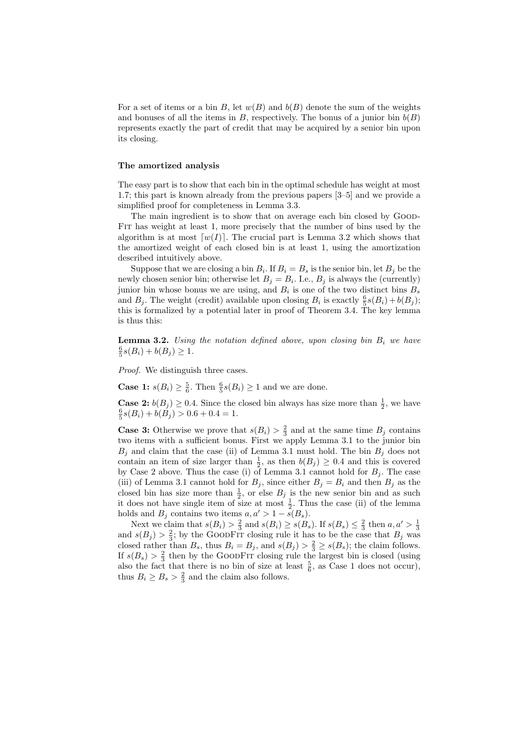For a set of items or a bin $B$, let $w(B)$ and $b(B)$ denote the sum of the weights and bonuses of all the items in $B$, respectively. The bonus of a junior bin $b(B)$ represents exactly the part of credit that may be acquired by a senior bin upon its closing.

### The amortized analysis

The easy part is to show that each bin in the optimal schedule has weight at most 1.7; this part is known already from the previous papers [3–5] and we provide a simplified proof for completeness in Lemma 3.3.

The main ingredient is to show that on average each bin closed by GoodFit has weight at least 1, more precisely that the number of bins used by the algorithm is at most $\lceil w(I) \rceil$. The crucial part is Lemma 3.2 which shows that the amortized weight of each closed bin is at least 1, using the amortization described intuitively above.

Suppose that we are closing a bin $B_i$. If $B_i = B_s$ is the senior bin, let $B_j$ be the newly chosen senior bin; otherwise let $B_j = B_i$. I.e., $B_j$ is always the (currently) junior bin whose bonus we are using, and $B_i$ is one of the two distinct bins $B_s$ and $B_j$. The weight (credit) available upon closing $B_i$ is exactly $\frac{6}{5}s(B_i) + b(B_j)$; this is formalized by a potential later in proof of Theorem 3.4. The key lemma is thus this:

**Lemma 3.2.** *Using the notation defined above, upon closing bin $B_i$ we have $\frac{6}{5}s(B_i) + b(B_j) \geq 1$.*

*Proof.* We distinguish three cases.

**Case 1:** $s(B_i) \geq \frac{5}{6}$. Then $\frac{6}{5}s(B_i) \geq 1$ and we are done.

**Case 2:** $b(B_j) \geq 0.4$. Since the closed bin always has size more than $\frac{1}{2}$, we have $\frac{6}{5}s(B_i) + b(B_j) > 0.6 + 0.4 = 1$.

**Case 3:** Otherwise we prove that $s(B_i) > \frac{2}{3}$ and at the same time $B_j$ contains two items with a sufficient bonus. First we apply Lemma 3.1 to the junior bin $B_j$ and claim that the case (ii) of Lemma 3.1 must hold. The bin $B_j$ does not contain an item of size larger than $\frac{1}{2}$, as then $b(B_j) \geq 0.4$ and this is covered by Case 2 above. Thus the case (i) of Lemma 3.1 cannot hold for $B_j$. The case (iii) of Lemma 3.1 cannot hold for $B_j$, since either $B_j = B_i$ and then $B_j$ as the closed bin has size more than $\frac{1}{2}$, or else $B_j$ is the new senior bin and as such it does not have single item of size at most $\frac{1}{2}$. Thus the case (ii) of the lemma holds and $B_j$ contains two items $a, a' > 1 - s(B_s)$.

Next we claim that $s(B_i) > \frac{2}{3}$ and $s(B_i) \geq s(B_s)$. If $s(B_s) \leq \frac{2}{3}$ then $a, a' > \frac{1}{3}$ and $s(B_j) > \frac{2}{3}$; by the GoodFit closing rule it has to be the case that $B_j$ was closed rather than $B_s$, thus $B_i = B_j$, and $s(B_j) > \frac{2}{3} \geq s(B_s)$; the claim follows. If $s(B_s) > \frac{2}{3}$ then by the GoodFit closing rule the largest bin is closed (using also the fact that there is no bin of size at least $\frac{5}{6}$, as Case 1 does not occur), thus $B_i \geq B_s > \frac{2}{3}$ and the claim also follows.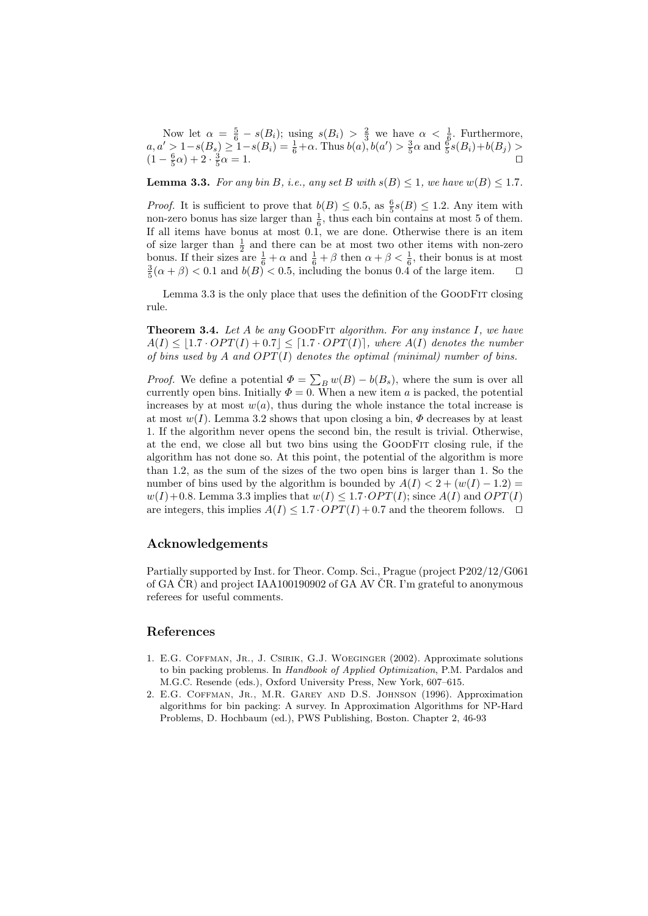Now let $\alpha = \frac{5}{6} - s(B_i)$; using $s(B_i) > \frac{2}{3}$ we have $\alpha < \frac{1}{6}$. Furthermore, $a, a' > 1 - s(B_s) \geq 1 - s(B_i) = \frac{1}{6} + \alpha$. Thus $b(a), b(a') > \frac{3}{5}\alpha$ and $\frac{6}{5}s(B_i) + b(B_j) > (1 - \frac{6}{5}\alpha) + 2 \cdot \frac{3}{5}\alpha = 1$. ◻

**Lemma 3.3.** *For any bin $B$, i.e., any set $B$ with $s(B) \leq 1$, we have $w(B) \leq 1.7$.*

*Proof.* It is sufficient to prove that $b(B) \leq 0.5$, as $\frac{6}{5}s(B) \leq 1.2$. Any item with non-zero bonus has size larger than $\frac{1}{6}$, thus each bin contains at most 5 of them. If all items have bonus at most 0.1, we are done. Otherwise there is an item of size larger than $\frac{1}{2}$ and there can be at most two other items with non-zero bonus. If their sizes are $\frac{1}{6} + \alpha$ and $\frac{1}{6} + \beta$ then $\alpha + \beta < \frac{1}{6}$, their bonus is at most $\frac{3}{5}(\alpha + \beta) < 0.1$ and $b(B) < 0.5$, including the bonus 0.4 of the large item. ◻

Lemma 3.3 is the only place that uses the definition of the GoodFit closing rule.

**Theorem 3.4.** *Let $A$ be any GoodFit algorithm. For any instance $I$, we have $A(I) \leq \lfloor 1.7 \cdot OPT(I) + 0.7 \rfloor \leq \lceil 1.7 \cdot OPT(I) \rceil$, where $A(I)$ denotes the number of bins used by $A$ and $OPT(I)$ denotes the optimal (minimal) number of bins.*

*Proof.* We define a potential $\Phi = \sum_B w(B) - b(B_s)$, where the sum is over all currently open bins. Initially $\Phi = 0$. When a new item $a$ is packed, the potential increases by at most $w(a)$, thus during the whole instance the total increase is at most $w(I)$. Lemma 3.2 shows that upon closing a bin, $\Phi$ decreases by at least 1. If the algorithm never opens the second bin, the result is trivial. Otherwise, at the end, we close all but two bins using the GoodFit closing rule, if the algorithm has not done so. At this point, the potential of the algorithm is more than 1.2, as the sum of the sizes of the two open bins is larger than 1. So the number of bins used by the algorithm is bounded by $A(I) < 2 + (w(I) - 1.2) = w(I) + 0.8$. Lemma 3.3 implies that $w(I) \leq 1.7 \cdot OPT(I)$; since $A(I)$ and $OPT(I)$ are integers, this implies $A(I) \leq 1.7 \cdot OPT(I) + 0.7$ and the theorem follows. ◻

## Acknowledgements

Partially supported by Inst. for Theor. Comp. Sci., Prague (project P202/12/G061 of GA ČR) and project IAA100190902 of GA AV ČR. I'm grateful to anonymous referees for useful comments.

## References

1. E.G. Coffman, Jr., J. Csirik, G.J. Woeginger (2002). Approximate solutions to bin packing problems. In *Handbook of Applied Optimization*, P.M. Pardalos and M.G.C. Resende (eds.), Oxford University Press, New York, 607–615.
2. E.G. Coffman, Jr., M.R. Garey and D.S. Johnson (1996). Approximation algorithms for bin packing: A survey. In Approximation Algorithms for NP-Hard Problems, D. Hochbaum (ed.), PWS Publishing, Boston. Chapter 2, 46-93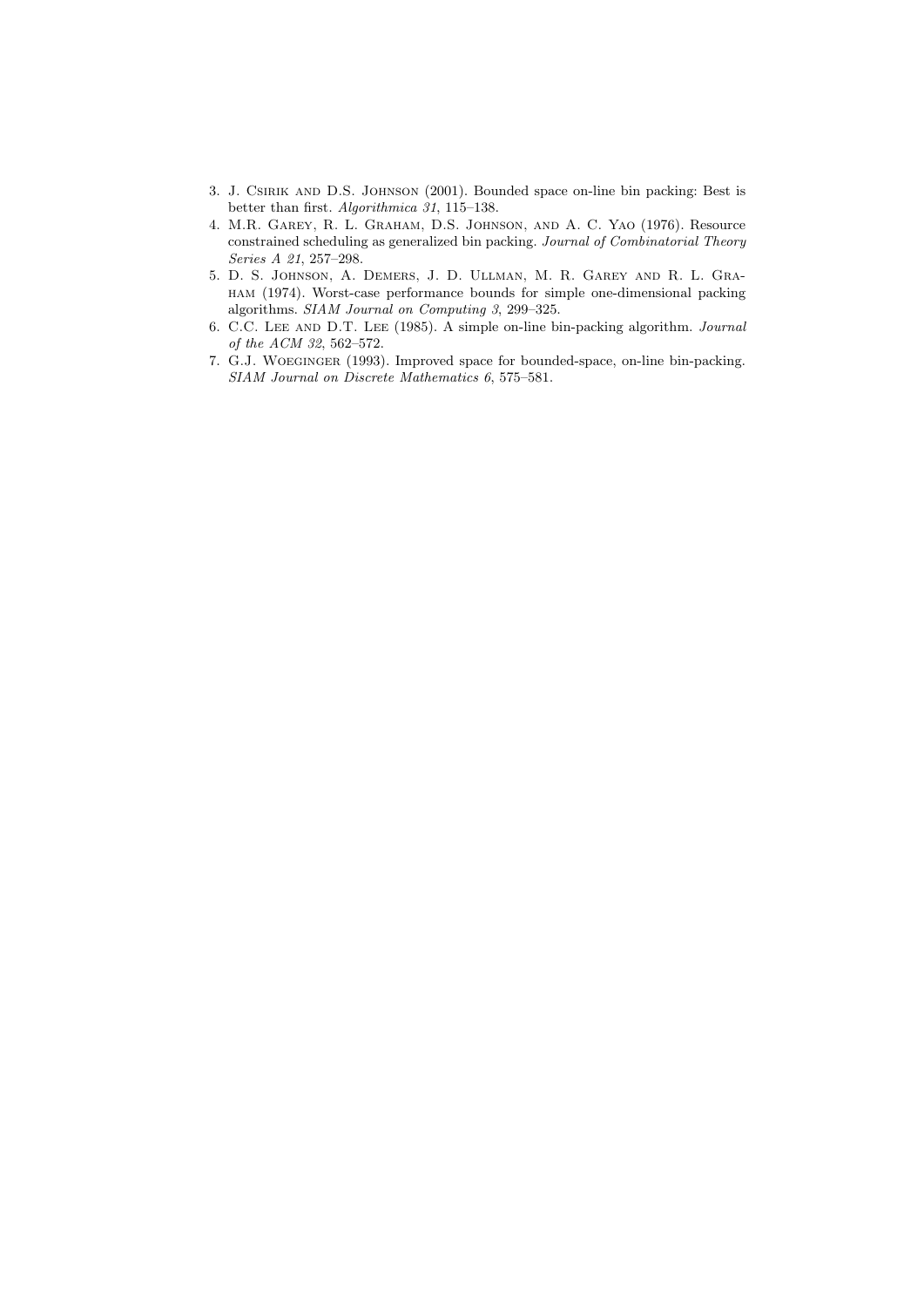3. J. Csirik and D.S. Johnson (2001). Bounded space on-line bin packing: Best is better than first. *Algorithmica 31*, 115–138.
4. M.R. Garey, R. L. Graham, D.S. Johnson, and A. C. Yao (1976). Resource constrained scheduling as generalized bin packing. *Journal of Combinatorial Theory Series A 21*, 257–298.
5. D. S. Johnson, A. Demers, J. D. Ullman, M. R. Garey and R. L. Graham (1974). Worst-case performance bounds for simple one-dimensional packing algorithms. *SIAM Journal on Computing 3*, 299–325.
6. C.C. Lee and D.T. Lee (1985). A simple on-line bin-packing algorithm. *Journal of the ACM 32*, 562–572.
7. G.J. Woeginger (1993). Improved space for bounded-space, on-line bin-packing. *SIAM Journal on Discrete Mathematics 6*, 575–581.